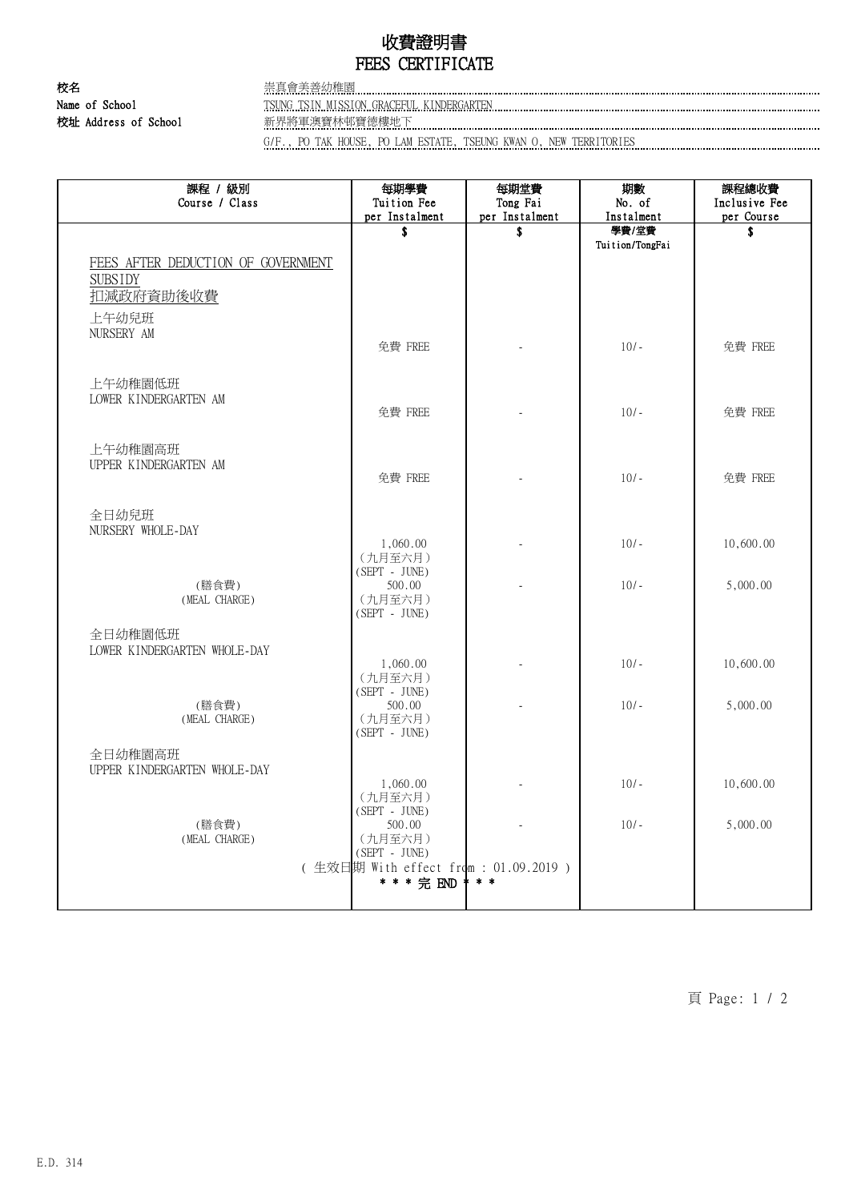# 收費證明書
# FEES CERTIFICATE

**校名** 崇真會美善幼稚園

**Name of School** TSUNG TSIN MISSION GRACEFUL KINDERGARTEN

**校址 Address of School** 新界將軍澳寶林邨寶德樓地下

G/F., PO TAK HOUSE, PO LAM ESTATE, TSEUNG KWAN O, NEW TERRITORIES

| 課程 / 級別<br>Course / Class | 每期學費<br>Tuition Fee<br>per Instalment | 每期堂費<br>Tong Fai<br>per Instalment | 期數<br>No. of<br>Instalment | 課程總收費<br>Inclusive Fee<br>per Course |
|---|---|---|---|---|
| | $ | $ | 學費/堂費<br>Tuition/TongFai | $ |
| FEES AFTER DEDUCTION OF GOVERNMENT SUBSIDY<br>扣減政府資助後收費 | | | | |
| 上午幼兒班<br>NURSERY AM | 免費 FREE | - | 10/- | 免費 FREE |
| 上午幼稚園低班<br>LOWER KINDERGARTEN AM | 免費 FREE | - | 10/- | 免費 FREE |
| 上午幼稚園高班<br>UPPER KINDERGARTEN AM | 免費 FREE | - | 10/- | 免費 FREE |
| 全日幼兒班<br>NURSERY WHOLE-DAY | 1,060.00<br>(九月至六月)<br>(SEPT - JUNE) | - | 10/- | 10,600.00 |
| (膳食費)<br>(MEAL CHARGE) | 500.00<br>(九月至六月)<br>(SEPT - JUNE) | - | 10/- | 5,000.00 |
| 全日幼稚園低班<br>LOWER KINDERGARTEN WHOLE-DAY | 1,060.00<br>(九月至六月)<br>(SEPT - JUNE) | - | 10/- | 10,600.00 |
| (膳食費)<br>(MEAL CHARGE) | 500.00<br>(九月至六月)<br>(SEPT - JUNE) | - | 10/- | 5,000.00 |
| 全日幼稚園高班<br>UPPER KINDERGARTEN WHOLE-DAY | 1,060.00<br>(九月至六月)<br>(SEPT - JUNE) | - | 10/- | 10,600.00 |
| (膳食費)<br>(MEAL CHARGE) | 500.00<br>(九月至六月)<br>(SEPT - JUNE) | - | 10/- | 5,000.00 |

( 生效日期 With effect from : 01.09.2019 )

* * * 完 END * * *

E.D. 314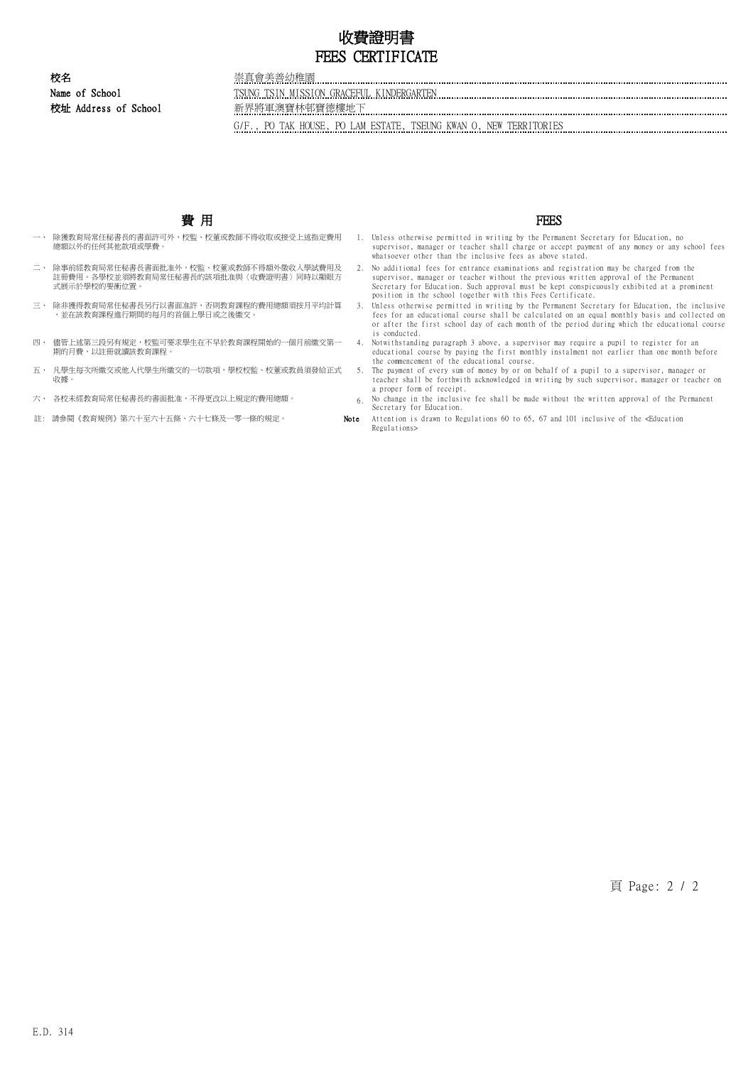# 收費證明書
# FEES CERTIFICATE

**校名** 崇真會美善幼稚園

**Name of School** TSUNG TSIN MISSION GRACEFUL KINDERGARTEN

**校址 Address of School** 新界將軍澳寶林邨寶德樓地下

G/F., PO TAK HOUSE, PO LAM ESTATE, TSEUNG KWAN O, NEW TERRITORIES

## 費 用

一、 除獲教育局常任秘書長的書面許可外，校監、校董或教師不得收取或接受上述指定費用總額以外的任何其他款項或學費。

二、 除事前經教育局常任秘書長書面批准外，校監、校董或教師不得額外徵收入學試費用及註冊費用。各學校並須將教育局常任秘書長的該項批准與〈收費證明書〉同時以顯眼方式展示於學校的要衝位置。

三、 除非獲得教育局常任秘書長另行以書面准許，否則教育課程的費用總額須按月平均計算，並在該教育課程進行期間的每月的首個上學日或之後繳交。

四、 儘管上述第三段另有規定，校監可要求學生在不早於教育課程開始的一個月前繳交第一期的月費，以註冊就讀該教育課程。

五、 凡學生每次所繳交或他人代學生所繳交的一切款項，學校校監、校董或教員須發給正式收據。

六、 各校未經教育局常任秘書長的書面批准，不得更改以上規定的費用總額。

註: 請參閱《教育規例》第六十至六十五條、六十七條及一零一條的規定。

## FEES

1. Unless otherwise permitted in writing by the Permanent Secretary for Education, no supervisor, manager or teacher shall charge or accept payment of any money or any school fees whatsoever other than the inclusive fees as above stated.
2. No additional fees for entrance examinations and registration may be charged from the supervisor, manager or teacher without the previous written approval of the Permanent Secretary for Education. Such approval must be kept conspicuously exhibited at a prominent position in the school together with this Fees Certificate.
3. Unless otherwise permitted in writing by the Permanent Secretary for Education, the inclusive fees for an educational course shall be calculated on an equal monthly basis and collected on or after the first school day of each month of the period during which the educational course is conducted.
4. Notwithstanding paragraph 3 above, a supervisor may require a pupil to register for an educational course by paying the first monthly instalment not earlier than one month before the commencement of the educational course.
5. The payment of every sum of money by or on behalf of a pupil to a supervisor, manager or teacher shall be forthwith acknowledged in writing by such supervisor, manager or teacher on a proper form of receipt.
6. No change in the inclusive fee shall be made without the written approval of the Permanent Secretary for Education.

**Note** Attention is drawn to Regulations 60 to 65, 67 and 101 inclusive of the <Education Regulations>

E.D. 314